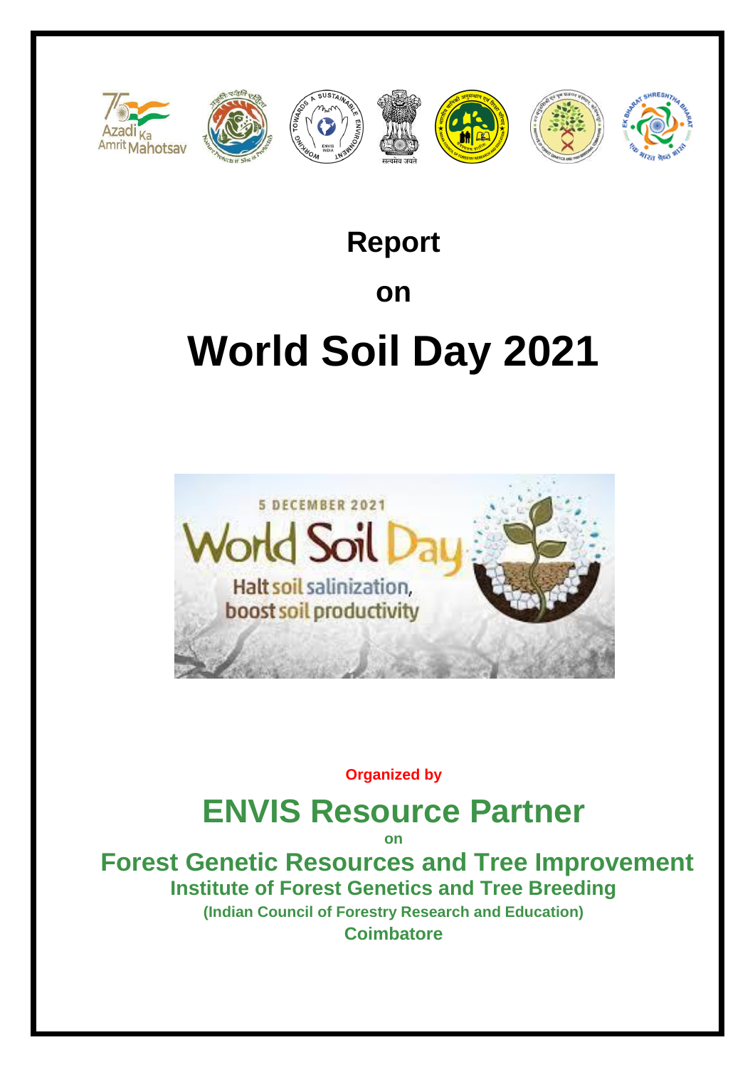# Report

# on

# World Soil Day 2021

**Organized by**

## ENVIS Resource Partner

**on**

## Forest Genetic Resources and Tree Improvement

### Institute of Forest Genetics and Tree Breeding

**(Indian Council of Forestry Research and Education)**

**Coimbatore**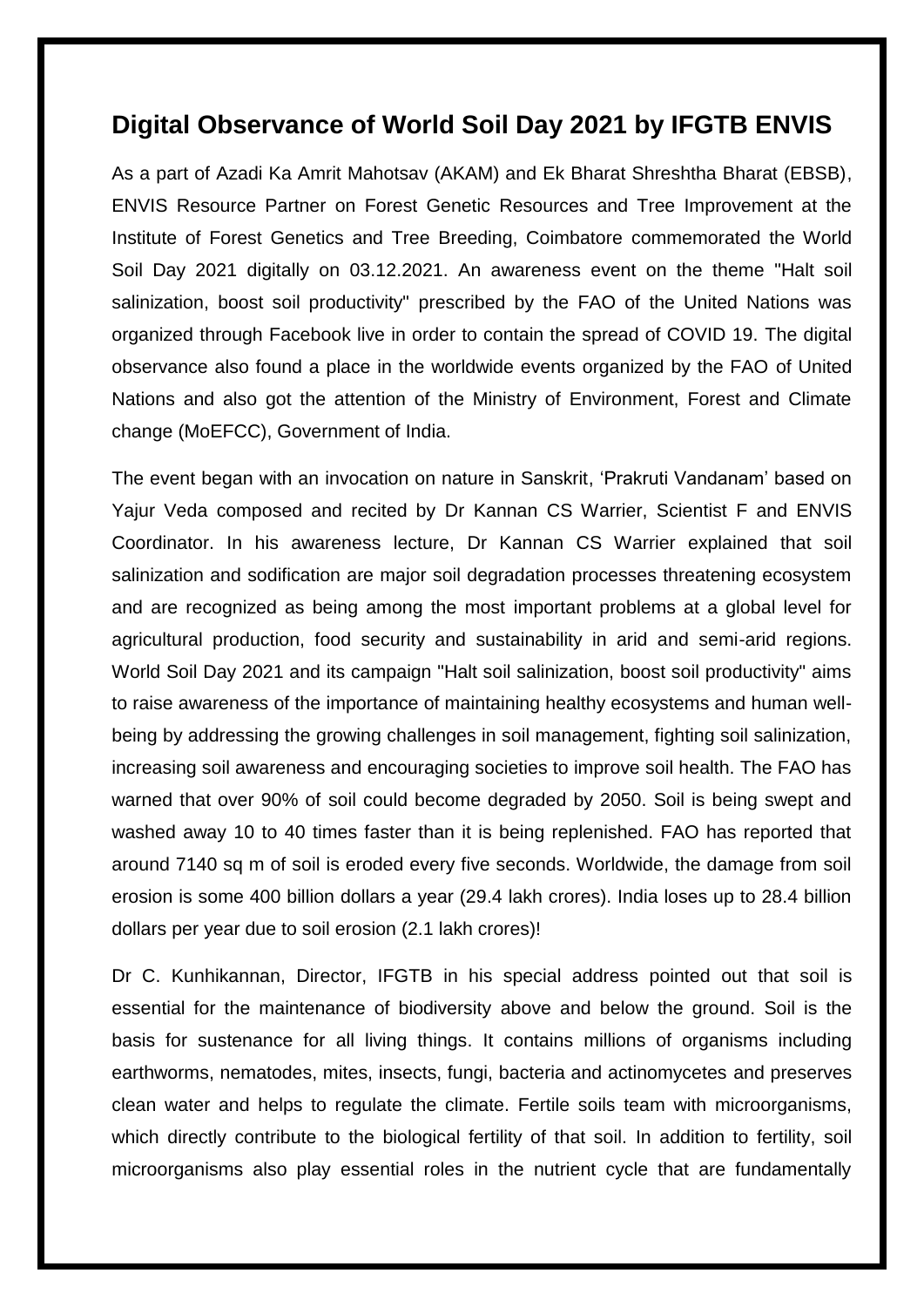## Digital Observance of World Soil Day 2021 by IFGTB ENVIS

As a part of Azadi Ka Amrit Mahotsav (AKAM) and Ek Bharat Shreshtha Bharat (EBSB), ENVIS Resource Partner on Forest Genetic Resources and Tree Improvement at the Institute of Forest Genetics and Tree Breeding, Coimbatore commemorated the World Soil Day 2021 digitally on 03.12.2021. An awareness event on the theme "Halt soil salinization, boost soil productivity" prescribed by the FAO of the United Nations was organized through Facebook live in order to contain the spread of COVID 19. The digital observance also found a place in the worldwide events organized by the FAO of United Nations and also got the attention of the Ministry of Environment, Forest and Climate change (MoEFCC), Government of India.

The event began with an invocation on nature in Sanskrit, 'Prakruti Vandanam' based on Yajur Veda composed and recited by Dr Kannan CS Warrier, Scientist F and ENVIS Coordinator. In his awareness lecture, Dr Kannan CS Warrier explained that soil salinization and sodification are major soil degradation processes threatening ecosystem and are recognized as being among the most important problems at a global level for agricultural production, food security and sustainability in arid and semi-arid regions. World Soil Day 2021 and its campaign "Halt soil salinization, boost soil productivity" aims to raise awareness of the importance of maintaining healthy ecosystems and human well-being by addressing the growing challenges in soil management, fighting soil salinization, increasing soil awareness and encouraging societies to improve soil health. The FAO has warned that over 90% of soil could become degraded by 2050. Soil is being swept and washed away 10 to 40 times faster than it is being replenished. FAO has reported that around 7140 sq m of soil is eroded every five seconds. Worldwide, the damage from soil erosion is some 400 billion dollars a year (29.4 lakh crores). India loses up to 28.4 billion dollars per year due to soil erosion (2.1 lakh crores)!

Dr C. Kunhikannan, Director, IFGTB in his special address pointed out that soil is essential for the maintenance of biodiversity above and below the ground. Soil is the basis for sustenance for all living things. It contains millions of organisms including earthworms, nematodes, mites, insects, fungi, bacteria and actinomycetes and preserves clean water and helps to regulate the climate. Fertile soils team with microorganisms, which directly contribute to the biological fertility of that soil. In addition to fertility, soil microorganisms also play essential roles in the nutrient cycle that are fundamentally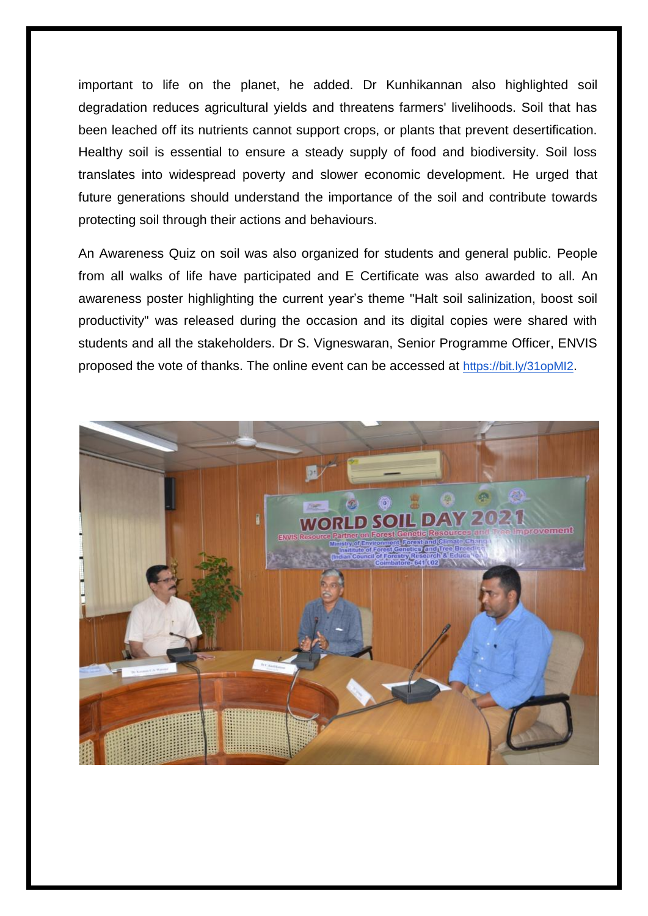important to life on the planet, he added. Dr Kunhikannan also highlighted soil degradation reduces agricultural yields and threatens farmers' livelihoods. Soil that has been leached off its nutrients cannot support crops, or plants that prevent desertification. Healthy soil is essential to ensure a steady supply of food and biodiversity. Soil loss translates into widespread poverty and slower economic development. He urged that future generations should understand the importance of the soil and contribute towards protecting soil through their actions and behaviours.

An Awareness Quiz on soil was also organized for students and general public. People from all walks of life have participated and E Certificate was also awarded to all. An awareness poster highlighting the current year's theme "Halt soil salinization, boost soil productivity" was released during the occasion and its digital copies were shared with students and all the stakeholders. Dr S. Vigneswaran, Senior Programme Officer, ENVIS proposed the vote of thanks. The online event can be accessed at https://bit.ly/31opMI2.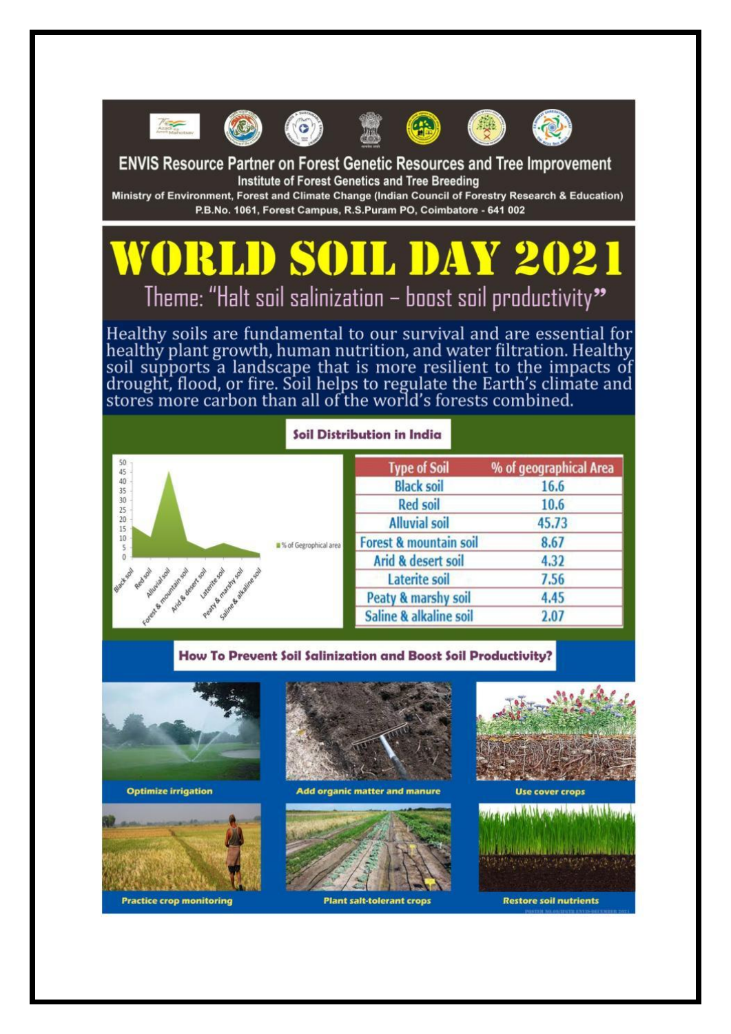ENVIS Resource Partner on Forest Genetic Resources and Tree Improvement

Institute of Forest Genetics and Tree Breeding

Ministry of Environment, Forest and Climate Change (Indian Council of Forestry Research & Education)

P.B.No. 1061, Forest Campus, R.S.Puram PO, Coimbatore - 641 002

# WORLD SOIL DAY 2021

## Theme: "Halt soil salinization – boost soil productivity"

Healthy soils are fundamental to our survival and are essential for healthy plant growth, human nutrition, and water filtration. Healthy soil supports a landscape that is more resilient to the impacts of drought, flood, or fire. Soil helps to regulate the Earth's climate and stores more carbon than all of the world's forests combined.

### Soil Distribution in India

50
45
40
35
30
25
20
15
10
5
0

Black soil, Red soil, Alluvial soil, Forest & mountain soil, Arid & desert soil, Laterite soil, Peaty & marshy soil, Saline & alkaline soil

% of Gegrophical area

| Type of Soil | % of geographical Area |
|---|---|
| Black soil | 16.6 |
| Red soil | 10.6 |
| Alluvial soil | 45.73 |
| Forest & mountain soil | 8.67 |
| Arid & desert soil | 4.32 |
| Laterite soil | 7.56 |
| Peaty & marshy soil | 4.45 |
| Saline & alkaline soil | 2.07 |

### How To Prevent Soil Salinization and Boost Soil Productivity?

- Optimize irrigation
- Add organic matter and manure
- Use cover crops
- Practice crop monitoring
- Plant salt-tolerant crops
- Restore soil nutrients